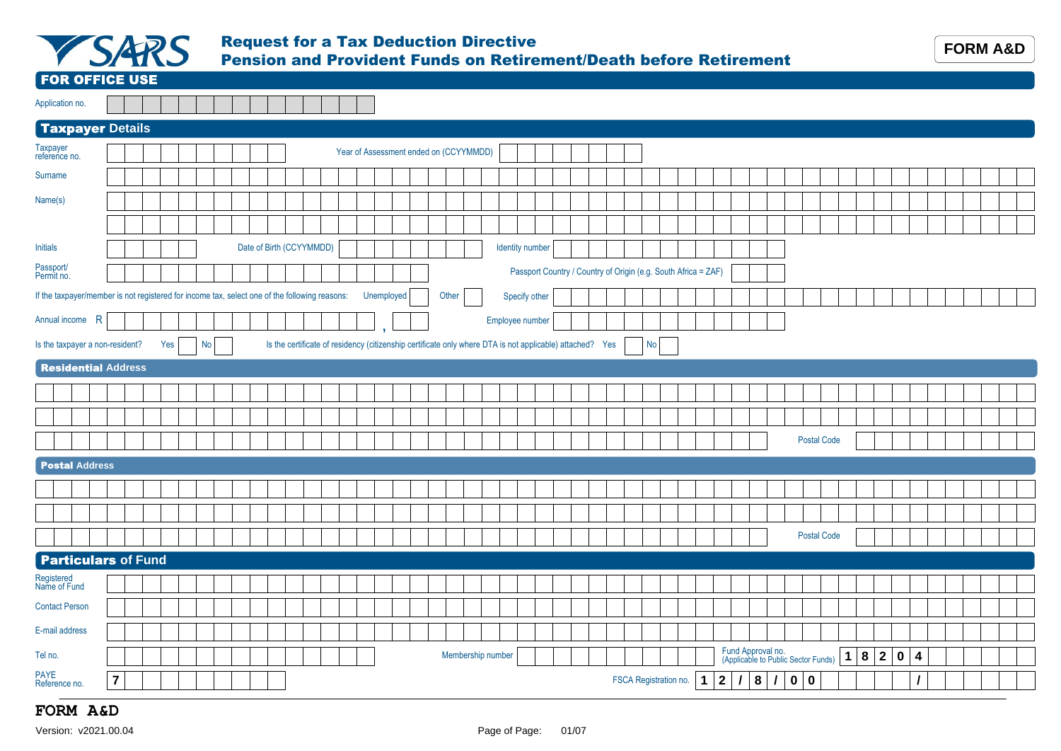# Request for a Tax Deduction Directive
## Pension and Provident Funds on Retirement/Death before Retirement

**FORM A&D**

## FOR OFFICE USE

Application no.

## Taxpayer Details

Taxpayer reference no. | Year of Assessment ended on (CCYYMMDD)

Surname

Name(s)

Initials | Date of Birth (CCYYMMDD) | Identity number

Passport/ Permit no. | Passport Country / Country of Origin (e.g. South Africa = ZAF)

If the taxpayer/member is not registered for income tax, select one of the following reasons: Unemployed | Other | Specify other

Annual income R , | Employee number

Is the taxpayer a non-resident? Yes | No | Is the certificate of residency (citizenship certificate only where DTA is not applicable) attached? Yes | No

## Residential Address

Postal Code

## Postal Address

Postal Code

## Particulars of Fund

Registered Name of Fund

Contact Person

E-mail address

Tel no. | Membership number | Fund Approval no. (Applicable to Public Sector Funds) 1 8 2 0 4

PAYE Reference no. 7 | FSCA Registration no. 1 2 / 8 / 0 0 /

**FORM A&D**

Version: v2021.00.04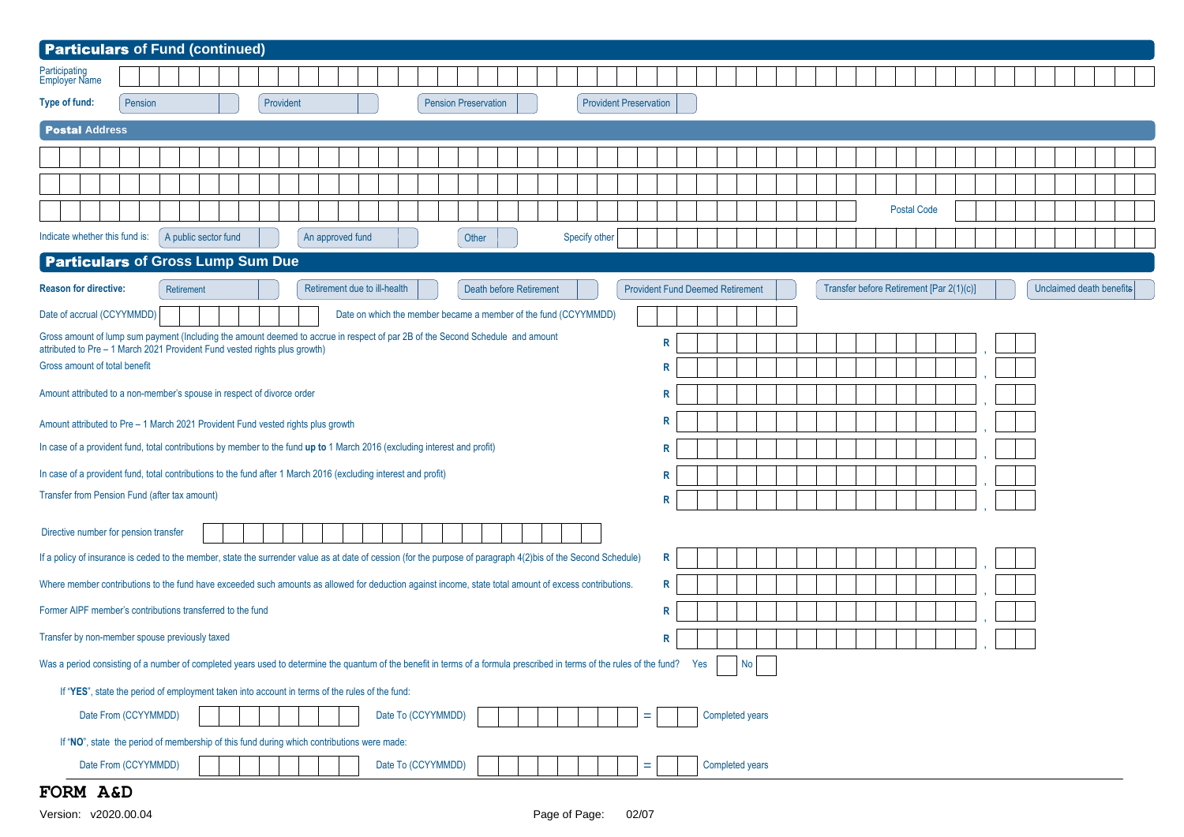## Particulars of Fund (continued)

Participating Employer Name

**Type of fund:** Pension | Provident | Pension Preservation | Provident Preservation

### Postal Address

Postal Code

Indicate whether this fund is: A public sector fund | An approved fund | Other | Specify other

## Particulars of Gross Lump Sum Due

**Reason for directive:** Retirement | Retirement due to ill-health | Death before Retirement | Provident Fund Deemed Retirement | Transfer before Retirement [Par 2(1)(c)] | Unclaimed death benefits

Date of accrual (CCYYMMDD)

Date on which the member became a member of the fund (CCYYMMDD)

Gross amount of lump sum payment (Including the amount deemed to accrue in respect of par 2B of the Second Schedule and amount attributed to Pre – 1 March 2021 Provident Fund vested rights plus growth) R

Gross amount of total benefit R

Amount attributed to a non-member's spouse in respect of divorce order R

Amount attributed to Pre – 1 March 2021 Provident Fund vested rights plus growth R

In case of a provident fund, total contributions by member to the fund **up to** 1 March 2016 (excluding interest and profit) R

In case of a provident fund, total contributions to the fund after 1 March 2016 (excluding interest and profit) R

Transfer from Pension Fund (after tax amount) R

Directive number for pension transfer

If a policy of insurance is ceded to the member, state the surrender value as at date of cession (for the purpose of paragraph 4(2)bis of the Second Schedule) R

Where member contributions to the fund have exceeded such amounts as allowed for deduction against income, state total amount of excess contributions. R

Former AIPF member's contributions transferred to the fund R

Transfer by non-member spouse previously taxed R

Was a period consisting of a number of completed years used to determine the quantum of the benefit in terms of a formula prescribed in terms of the rules of the fund? Yes | No

If "**YES**", state the period of employment taken into account in terms of the rules of the fund:

Date From (CCYYMMDD) Date To (CCYYMMDD) = Completed years

If "**NO**", state the period of membership of this fund during which contributions were made:

Date From (CCYYMMDD) Date To (CCYYMMDD) = Completed years

**FORM A&D**

Version: v2020.00.04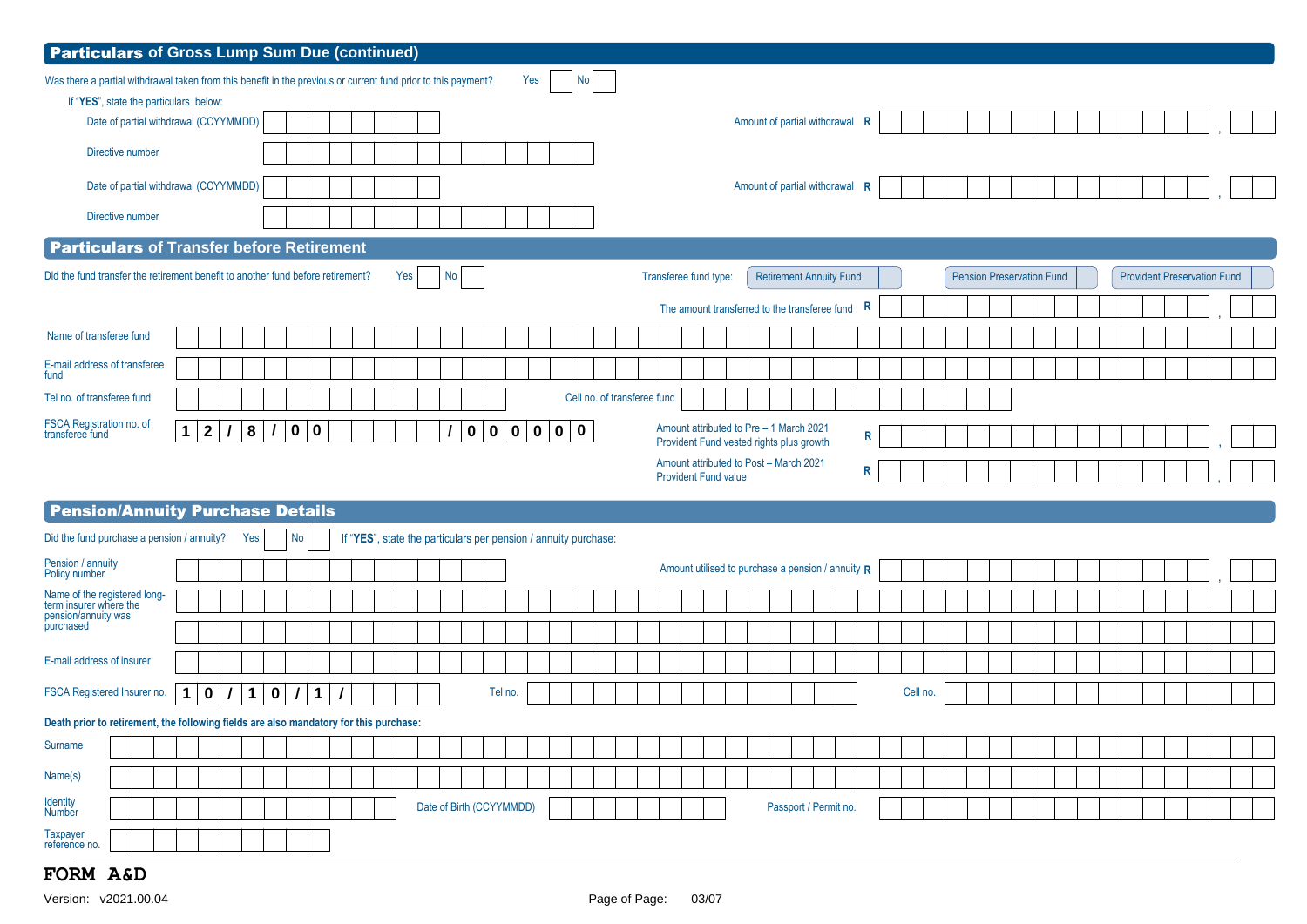## Particulars of Gross Lump Sum Due (continued)

Was there a partial withdrawal taken from this benefit in the previous or current fund prior to this payment? Yes [ ] No [ ]

If "**YES**", state the particulars below:

| Field | Value |
|---|---|
| Date of partial withdrawal (CCYYMMDD) | |
| Amount of partial withdrawal R | , |
| Directive number | |
| Date of partial withdrawal (CCYYMMDD) | |
| Amount of partial withdrawal R | , |
| Directive number | |

## Particulars of Transfer before Retirement

Did the fund transfer the retirement benefit to another fund before retirement? Yes [ ] No [ ]

Transferee fund type: Retirement Annuity Fund [ ] Pension Preservation Fund [ ] Provident Preservation Fund [ ]

| Field | Value |
|---|---|
| The amount transferred to the transferee fund R | , |
| Name of transferee fund | |
| E-mail address of transferee fund | |
| Tel no. of transferee fund | |
| Cell no. of transferee fund | |
| FSCA Registration no. of transferee fund | 12/8/00 / 000000 |
| Amount attributed to Pre – 1 March 2021 Provident Fund vested rights plus growth R | , |
| Amount attributed to Post – March 2021 Provident Fund value R | , |

## Pension/Annuity Purchase Details

Did the fund purchase a pension / annuity? Yes [ ] No [ ] If "**YES**", state the particulars per pension / annuity purchase:

| Field | Value |
|---|---|
| Pension / annuity Policy number | |
| Amount utilised to purchase a pension / annuity R | , |
| Name of the registered long-term insurer where the pension/annuity was purchased | |
| E-mail address of insurer | |
| FSCA Registered Insurer no. | 10/10/1/ |
| Tel no. | |
| Cell no. | |

**Death prior to retirement, the following fields are also mandatory for this purchase:**

| Field | Value |
|---|---|
| Surname | |
| Name(s) | |
| Identity Number | |
| Date of Birth (CCYYMMDD) | |
| Passport / Permit no. | |
| Taxpayer reference no. | |

**FORM A&D**

Version: v2021.00.04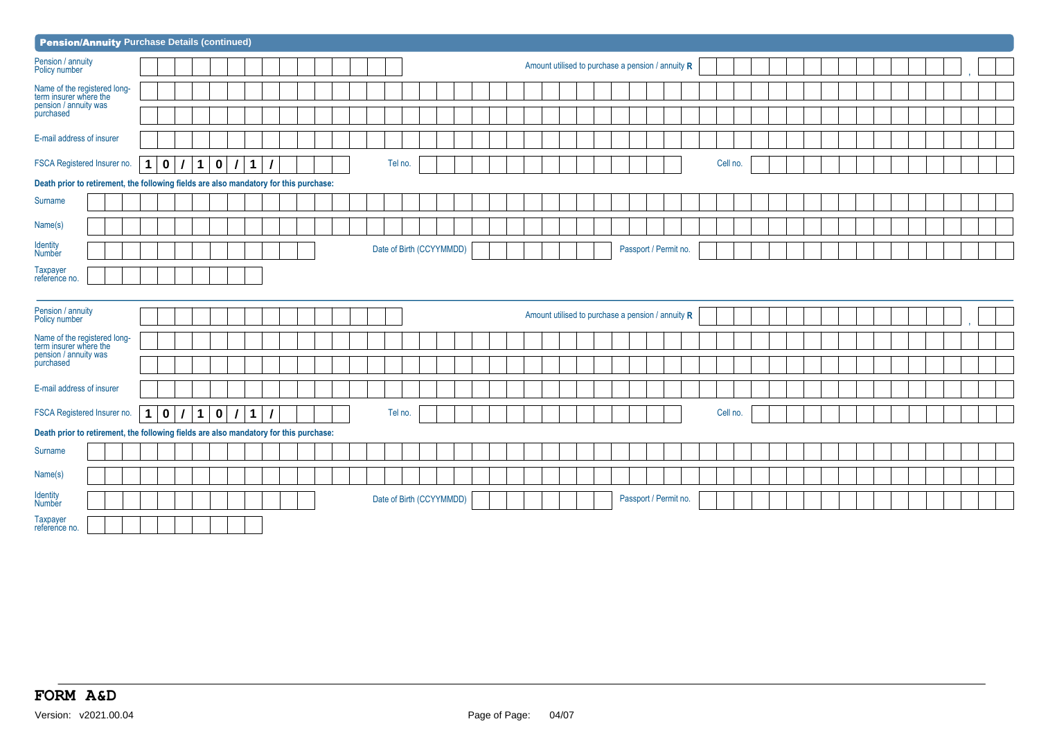## Pension/Annuity Purchase Details (continued)

Pension / annuity Policy number: ______________________ Amount utilised to purchase a pension / annuity **R** ______________________ , ____

Name of the registered long-term insurer where the pension / annuity was purchased: ______________________

E-mail address of insurer: ______________________

FSCA Registered Insurer no. **10/10/1/** ______ Tel no. ______________ Cell no. ______________

**Death prior to retirement, the following fields are also mandatory for this purchase:**

Surname: ______________________

Name(s): ______________________

Identity Number: ______________ Date of Birth (CCYYMMDD) ______________ Passport / Permit no. ______________

Taxpayer reference no. ______________

---

Pension / annuity Policy number: ______________________ Amount utilised to purchase a pension / annuity **R** ______________________ , ____

Name of the registered long-term insurer where the pension / annuity was purchased: ______________________

E-mail address of insurer: ______________________

FSCA Registered Insurer no. **10/10/1/** ______ Tel no. ______________ Cell no. ______________

**Death prior to retirement, the following fields are also mandatory for this purchase:**

Surname: ______________________

Name(s): ______________________

Identity Number: ______________ Date of Birth (CCYYMMDD) ______________ Passport / Permit no. ______________

Taxpayer reference no. ______________

**FORM A&D**

Version: v2021.00.04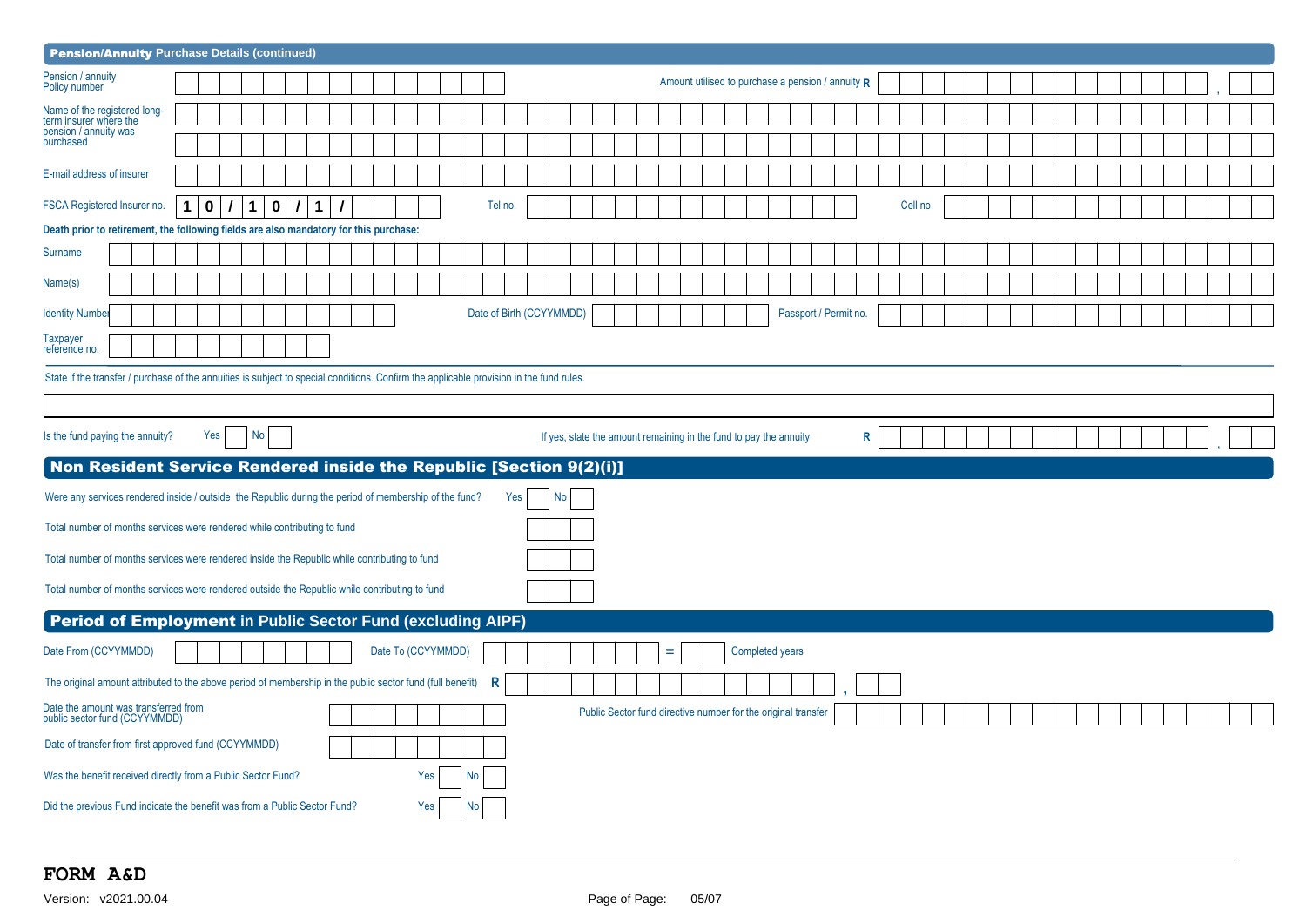## Pension/Annuity Purchase Details (continued)

Pension / annuity Policy number

Amount utilised to purchase a pension / annuity R ,

Name of the registered long-term insurer where the pension / annuity was purchased

E-mail address of insurer

FSCA Registered Insurer no. 1 0 / 1 0 / 1 /

Tel no.

Cell no.

**Death prior to retirement, the following fields are also mandatory for this purchase:**

Surname

Name(s)

Identity Number

Date of Birth (CCYYMMDD)

Passport / Permit no.

Taxpayer reference no.

State if the transfer / purchase of the annuities is subject to special conditions. Confirm the applicable provision in the fund rules.

Is the fund paying the annuity? Yes No

If yes, state the amount remaining in the fund to pay the annuity R ,

## Non Resident Service Rendered inside the Republic [Section 9(2)(i)]

Were any services rendered inside / outside the Republic during the period of membership of the fund? Yes No

Total number of months services were rendered while contributing to fund

Total number of months services were rendered inside the Republic while contributing to fund

Total number of months services were rendered outside the Republic while contributing to fund

## Period of Employment in Public Sector Fund (excluding AIPF)

Date From (CCYYMMDD)

Date To (CCYYMMDD)

= Completed years

The original amount attributed to the above period of membership in the public sector fund (full benefit) R ,

Date the amount was transferred from public sector fund (CCYYMMDD)

Public Sector fund directive number for the original transfer

Date of transfer from first approved fund (CCYYMMDD)

Was the benefit received directly from a Public Sector Fund? Yes No

Did the previous Fund indicate the benefit was from a Public Sector Fund? Yes No

**FORM A&D**

Version: v2021.00.04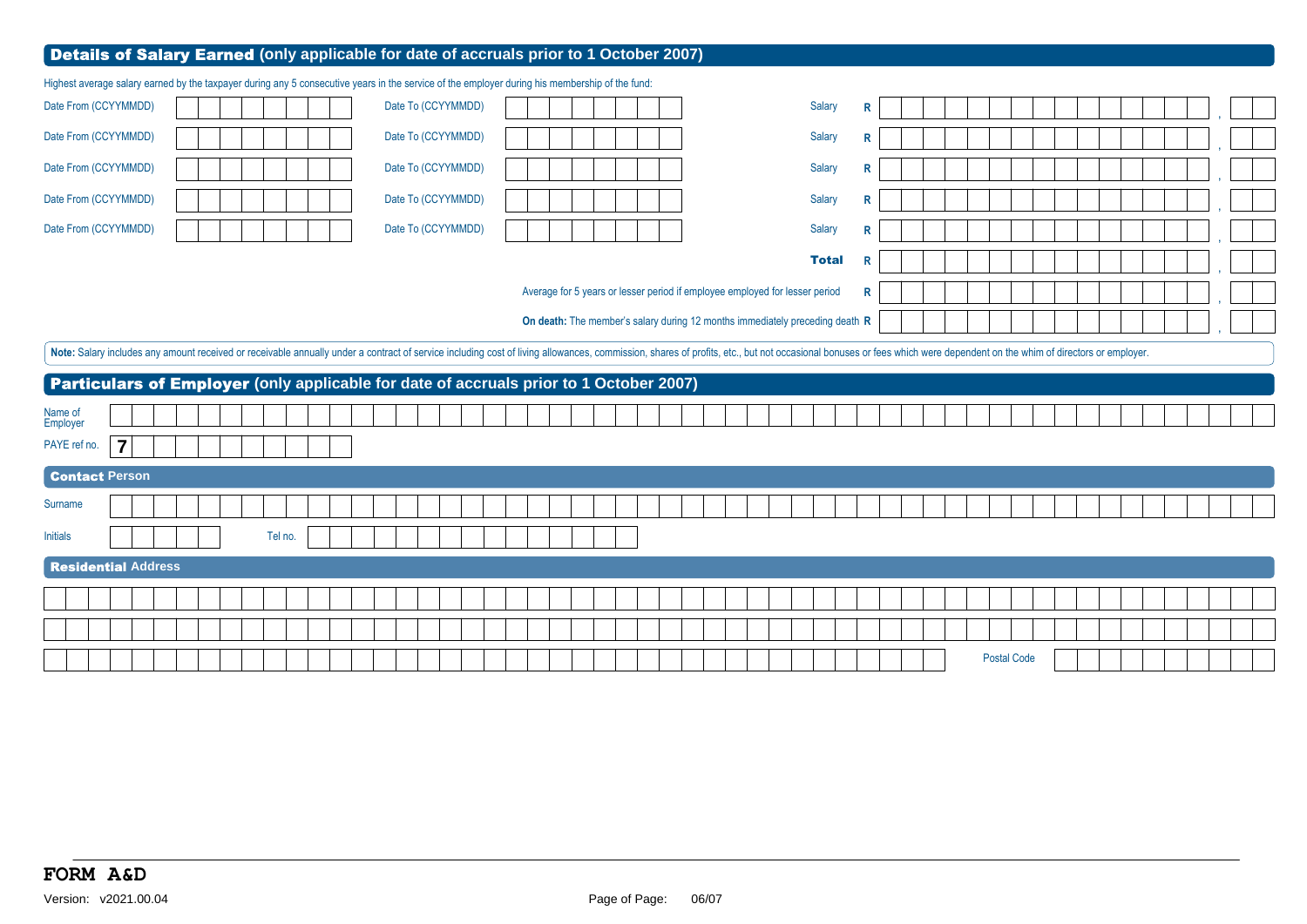## Details of Salary Earned (only applicable for date of accruals prior to 1 October 2007)

Highest average salary earned by the taxpayer during any 5 consecutive years in the service of the employer during his membership of the fund:

| Date From (CCYYMMDD) | Date To (CCYYMMDD) | Salary R |
|---|---|---|
| | | , |
| | | , |
| | | , |
| | | , |
| | | , |

**Total** R ,

Average for 5 years or lesser period if employee employed for lesser period R ,

**On death:** The member's salary during 12 months immediately preceding death R ,

**Note:** Salary includes any amount received or receivable annually under a contract of service including cost of living allowances, commission, shares of profits, etc., but not occasional bonuses or fees which were dependent on the whim of directors or employer.

## Particulars of Employer (only applicable for date of accruals prior to 1 October 2007)

Name of Employer

PAYE ref no. 7

### Contact Person

Surname

Initials

Tel no.

### Residential Address

Postal Code

**FORM A&D**

Version: v2021.00.04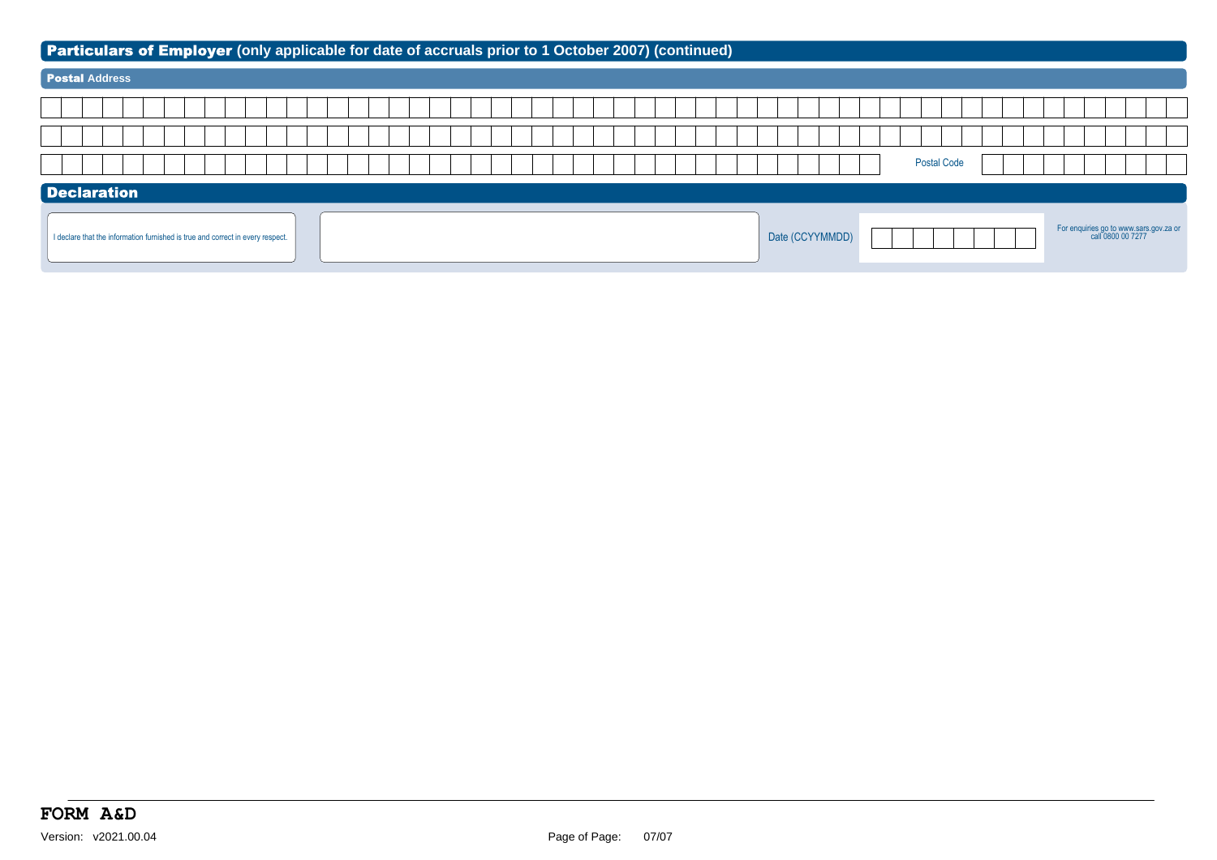## Particulars of Employer (only applicable for date of accruals prior to 1 October 2007) (continued)

### Postal Address

Postal Code

## Declaration

I declare that the information furnished is true and correct in every respect.

Date (CCYYMMDD)

For enquiries go to www.sars.gov.za or call 0800 00 7277

**FORM A&D**

Version: v2021.00.04